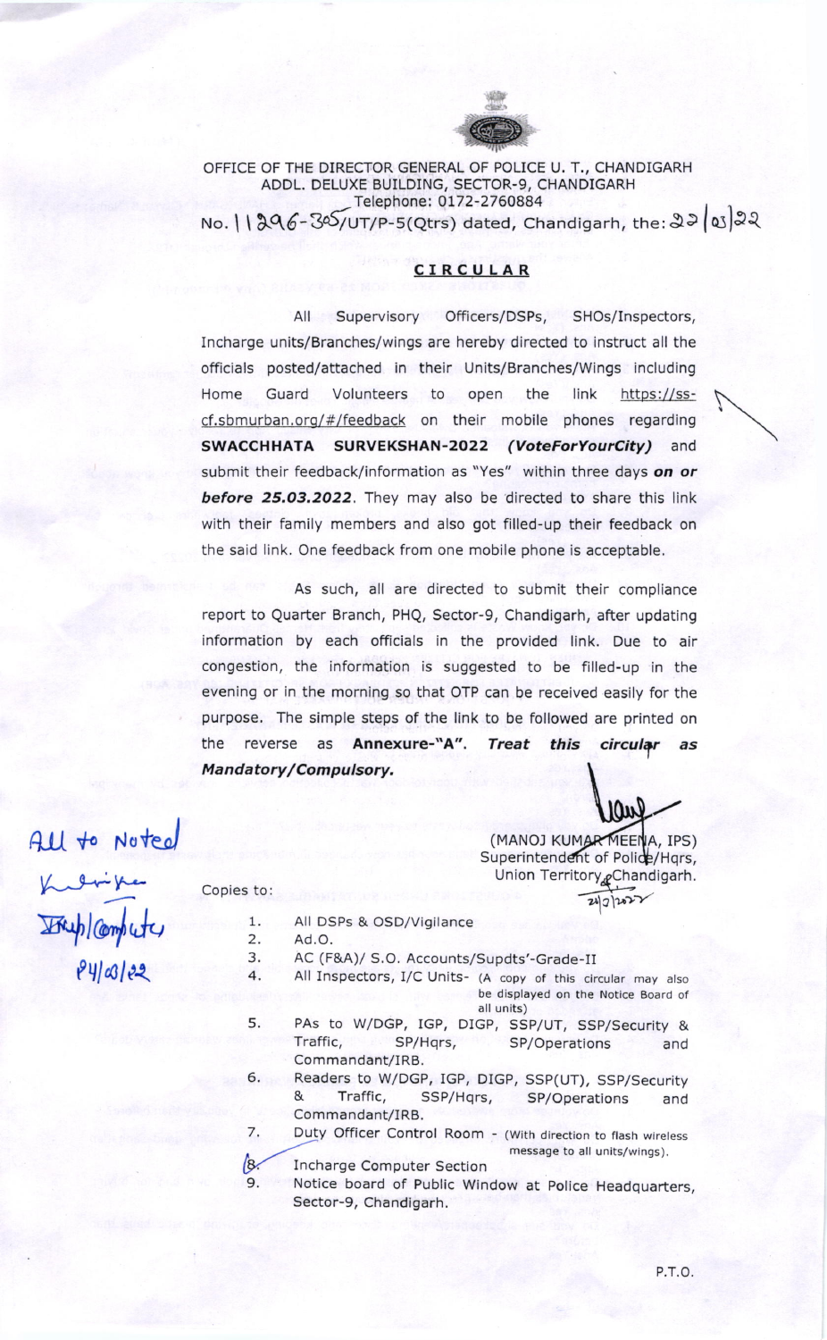OFFICE OF THE DIRECTOR GENERAL OF POLICE U. T., CHANDIGARH
ADDL. DELUXE BUILDING, SECTOR-9, CHANDIGARH
Telephone: 0172-2760884
No. 11296-305/UT/P-5(Qtrs) dated, Chandigarh, the: 22/03/22

## CIRCULAR

All Supervisory Officers/DSPs, SHOs/Inspectors, Incharge units/Branches/wings are hereby directed to instruct all the officials posted/attached in their Units/Branches/Wings including Home Guard Volunteers to open the link https://ss-cf.sbmurban.org/#/feedback on their mobile phones regarding **SWACCHHATA SURVEKSHAN-2022** ***(VoteForYourCity)*** and submit their feedback/information as "Yes" within three days ***on or before 25.03.2022***. They may also be directed to share this link with their family members and also got filled-up their feedback on the said link. One feedback from one mobile phone is acceptable.

As such, all are directed to submit their compliance report to Quarter Branch, PHQ, Sector-9, Chandigarh, after updating information by each officials in the provided link. Due to air congestion, the information is suggested to be filled-up in the evening or in the morning so that OTP can be received easily for the purpose. The simple steps of the link to be followed are printed on the reverse as **Annexure-"A"**. ***Treat this circular as Mandatory/Compulsory.***

(MANOJ KUMAR MEENA, IPS)
Superintendent of Police/Hqrs,
Union Territory, Chandigarh.
21/3/2022

All to Noted
Incharge Computer
24/03/22

Copies to:

1. All DSPs & OSD/Vigilance
2. Ad.O.
3. AC (F&A)/ S.O. Accounts/Supdts'-Grade-II
4. All Inspectors, I/C Units- (A copy of this circular may also be displayed on the Notice Board of all units)
5. PAs to W/DGP, IGP, DIGP, SSP/UT, SSP/Security & Traffic, SP/Hqrs, SP/Operations and Commandant/IRB.
6. Readers to W/DGP, IGP, DIGP, SSP(UT), SSP/Security & Traffic, SSP/Hqrs, SP/Operations and Commandant/IRB.
7. Duty Officer Control Room - (With direction to flash wireless message to all units/wings).
8. Incharge Computer Section
9. Notice board of Public Window at Police Headquarters, Sector-9, Chandigarh.

P.T.O.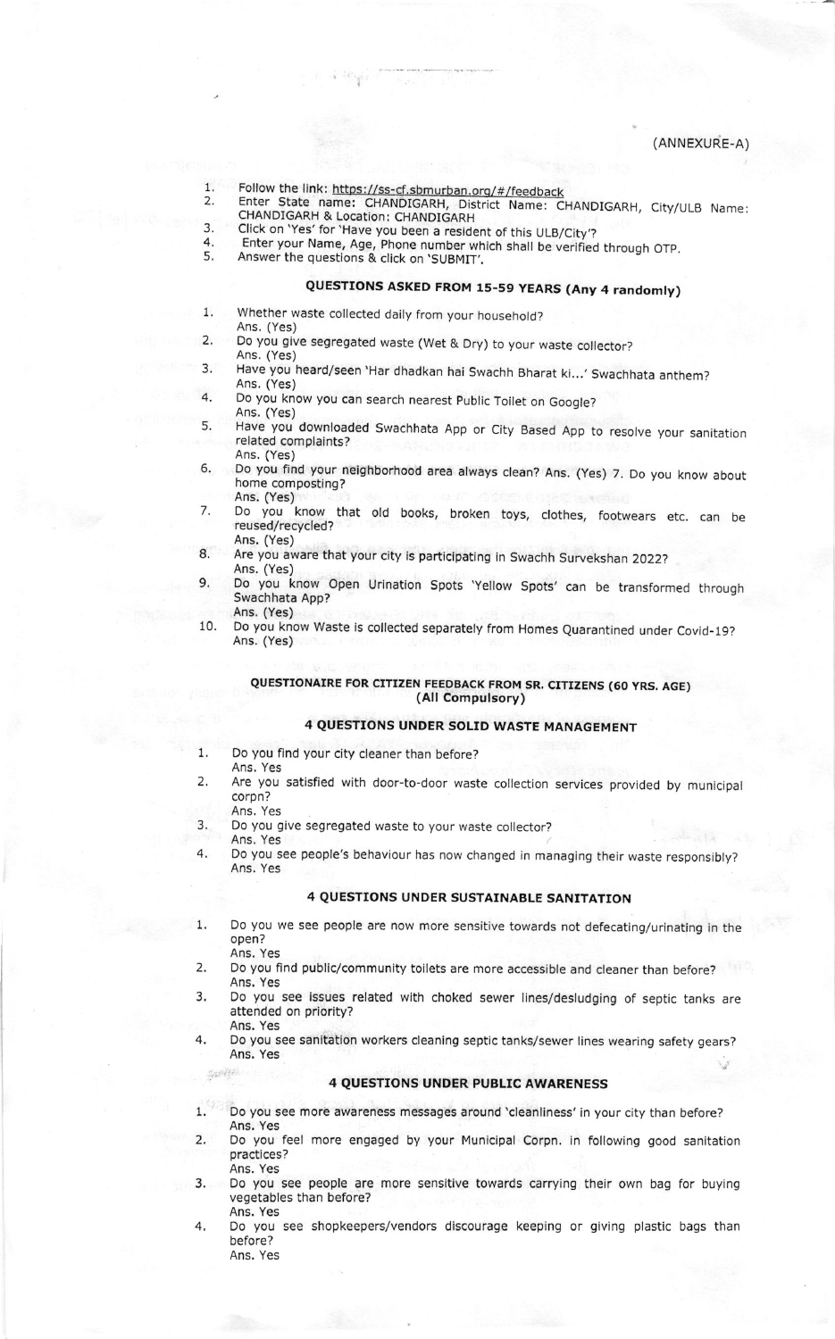(ANNEXURE-A)

1. Follow the link: https://ss-cf.sbmurban.org/#/feedback
2. Enter State name: CHANDIGARH, District Name: CHANDIGARH, City/ULB Name: CHANDIGARH & Location: CHANDIGARH
3. Click on 'Yes' for 'Have you been a resident of this ULB/City'?
4. Enter your Name, Age, Phone number which shall be verified through OTP.
5. Answer the questions & click on 'SUBMIT'.

## QUESTIONS ASKED FROM 15-59 YEARS (Any 4 randomly)

1. Whether waste collected daily from your household?
   Ans. (Yes)
2. Do you give segregated waste (Wet & Dry) to your waste collector?
   Ans. (Yes)
3. Have you heard/seen 'Har dhadkan hai Swachh Bharat ki...' Swachhata anthem?
   Ans. (Yes)
4. Do you know you can search nearest Public Toilet on Google?
   Ans. (Yes)
5. Have you downloaded Swachhata App or City Based App to resolve your sanitation related complaints?
   Ans. (Yes)
6. Do you find your neighborhood area always clean? Ans. (Yes) 7. Do you know about home composting?
   Ans. (Yes)
7. Do you know that old books, broken toys, clothes, footwears etc. can be reused/recycled?
   Ans. (Yes)
8. Are you aware that your city is participating in Swachh Survekshan 2022?
   Ans. (Yes)
9. Do you know Open Urination Spots 'Yellow Spots' can be transformed through Swachhata App?
   Ans. (Yes)
10. Do you know Waste is collected separately from Homes Quarantined under Covid-19?
    Ans. (Yes)

## QUESTIONAIRE FOR CITIZEN FEEDBACK FROM SR. CITIZENS (60 YRS. AGE) (All Compulsory)

### 4 QUESTIONS UNDER SOLID WASTE MANAGEMENT

1. Do you find your city cleaner than before?
   Ans. Yes
2. Are you satisfied with door-to-door waste collection services provided by municipal corpn?
   Ans. Yes
3. Do you give segregated waste to your waste collector?
   Ans. Yes
4. Do you see people's behaviour has now changed in managing their waste responsibly?
   Ans. Yes

### 4 QUESTIONS UNDER SUSTAINABLE SANITATION

1. Do you we see people are now more sensitive towards not defecating/urinating in the open?
   Ans. Yes
2. Do you find public/community toilets are more accessible and cleaner than before?
   Ans. Yes
3. Do you see issues related with choked sewer lines/desludging of septic tanks are attended on priority?
   Ans. Yes
4. Do you see sanitation workers cleaning septic tanks/sewer lines wearing safety gears?
   Ans. Yes

### 4 QUESTIONS UNDER PUBLIC AWARENESS

1. Do you see more awareness messages around 'cleanliness' in your city than before?
   Ans. Yes
2. Do you feel more engaged by your Municipal Corpn. in following good sanitation practices?
   Ans. Yes
3. Do you see people are more sensitive towards carrying their own bag for buying vegetables than before?
   Ans. Yes
4. Do you see shopkeepers/vendors discourage keeping or giving plastic bags than before?
   Ans. Yes